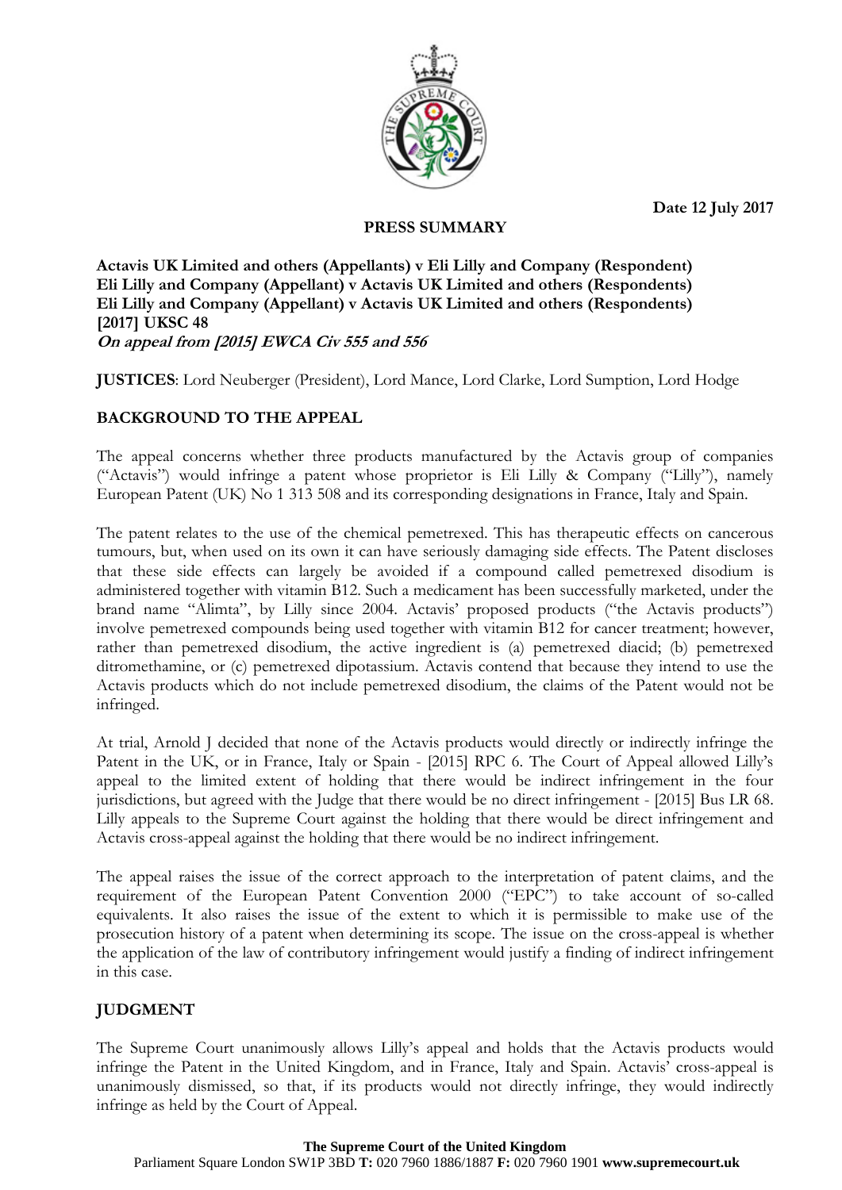**Date 12 July 2017**

**PRESS SUMMARY**

**Actavis UK Limited and others (Appellants) v Eli Lilly and Company (Respondent)**
**Eli Lilly and Company (Appellant) v Actavis UK Limited and others (Respondents)**
**Eli Lilly and Company (Appellant) v Actavis UK Limited and others (Respondents)**
**[2017] UKSC 48**
***On appeal from [2015] EWCA Civ 555 and 556***

**JUSTICES**: Lord Neuberger (President), Lord Mance, Lord Clarke, Lord Sumption, Lord Hodge

## BACKGROUND TO THE APPEAL

The appeal concerns whether three products manufactured by the Actavis group of companies ("Actavis") would infringe a patent whose proprietor is Eli Lilly & Company ("Lilly"), namely European Patent (UK) No 1 313 508 and its corresponding designations in France, Italy and Spain.

The patent relates to the use of the chemical pemetrexed. This has therapeutic effects on cancerous tumours, but, when used on its own it can have seriously damaging side effects. The Patent discloses that these side effects can largely be avoided if a compound called pemetrexed disodium is administered together with vitamin B12. Such a medicament has been successfully marketed, under the brand name "Alimta", by Lilly since 2004. Actavis' proposed products ("the Actavis products") involve pemetrexed compounds being used together with vitamin B12 for cancer treatment; however, rather than pemetrexed disodium, the active ingredient is (a) pemetrexed diacid; (b) pemetrexed ditromethamine, or (c) pemetrexed dipotassium. Actavis contend that because they intend to use the Actavis products which do not include pemetrexed disodium, the claims of the Patent would not be infringed.

At trial, Arnold J decided that none of the Actavis products would directly or indirectly infringe the Patent in the UK, or in France, Italy or Spain - [2015] RPC 6. The Court of Appeal allowed Lilly's appeal to the limited extent of holding that there would be indirect infringement in the four jurisdictions, but agreed with the Judge that there would be no direct infringement - [2015] Bus LR 68. Lilly appeals to the Supreme Court against the holding that there would be direct infringement and Actavis cross-appeal against the holding that there would be no indirect infringement.

The appeal raises the issue of the correct approach to the interpretation of patent claims, and the requirement of the European Patent Convention 2000 ("EPC") to take account of so-called equivalents. It also raises the issue of the extent to which it is permissible to make use of the prosecution history of a patent when determining its scope. The issue on the cross-appeal is whether the application of the law of contributory infringement would justify a finding of indirect infringement in this case.

## JUDGMENT

The Supreme Court unanimously allows Lilly's appeal and holds that the Actavis products would infringe the Patent in the United Kingdom, and in France, Italy and Spain. Actavis' cross-appeal is unanimously dismissed, so that, if its products would not directly infringe, they would indirectly infringe as held by the Court of Appeal.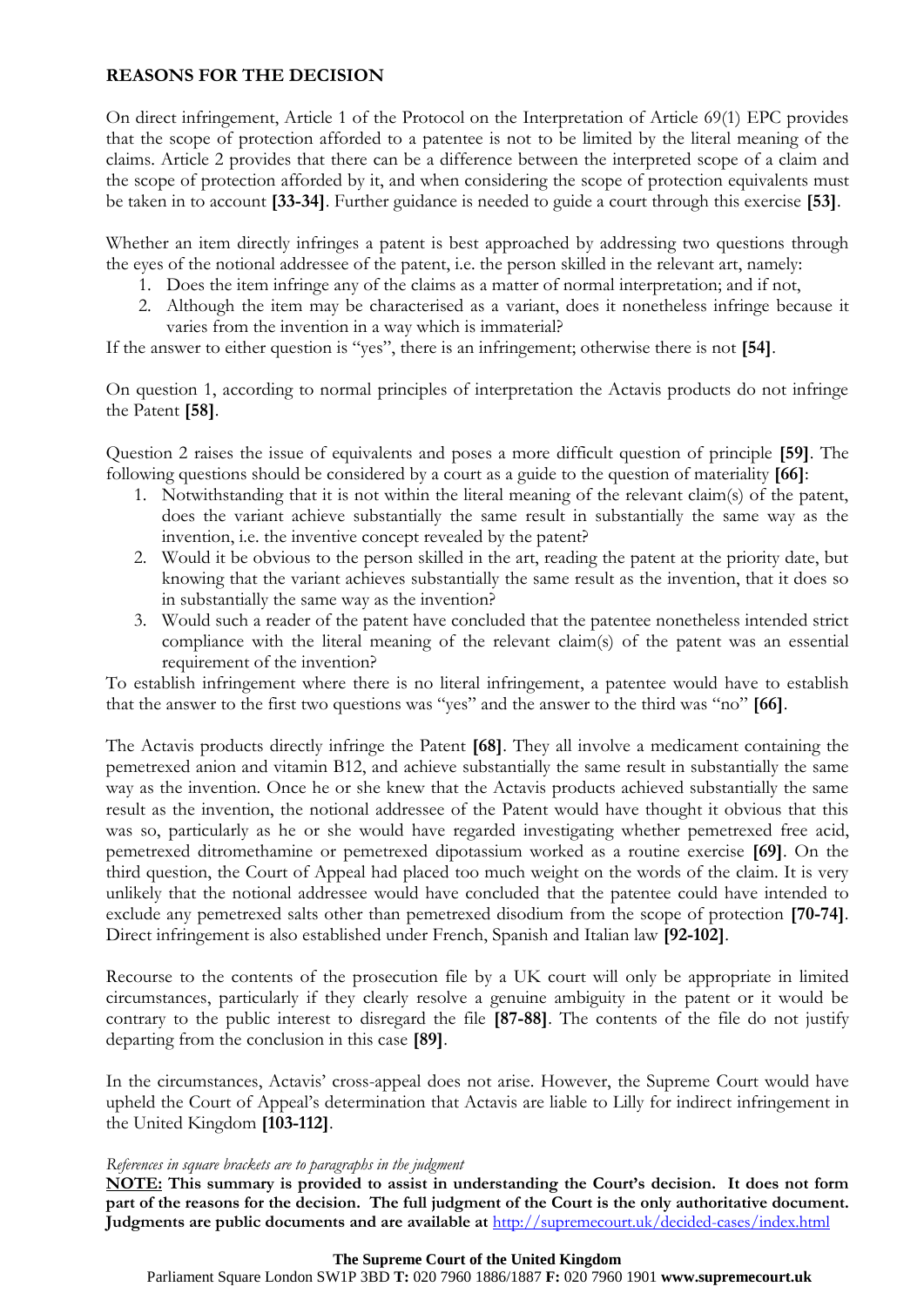**REASONS FOR THE DECISION**

On direct infringement, Article 1 of the Protocol on the Interpretation of Article 69(1) EPC provides that the scope of protection afforded to a patentee is not to be limited by the literal meaning of the claims. Article 2 provides that there can be a difference between the interpreted scope of a claim and the scope of protection afforded by it, and when considering the scope of protection equivalents must be taken in to account **[33-34]**. Further guidance is needed to guide a court through this exercise **[53]**.

Whether an item directly infringes a patent is best approached by addressing two questions through the eyes of the notional addressee of the patent, i.e. the person skilled in the relevant art, namely:

1. Does the item infringe any of the claims as a matter of normal interpretation; and if not,
2. Although the item may be characterised as a variant, does it nonetheless infringe because it varies from the invention in a way which is immaterial?

If the answer to either question is "yes", there is an infringement; otherwise there is not **[54]**.

On question 1, according to normal principles of interpretation the Actavis products do not infringe the Patent **[58]**.

Question 2 raises the issue of equivalents and poses a more difficult question of principle **[59]**. The following questions should be considered by a court as a guide to the question of materiality **[66]**:

1. Notwithstanding that it is not within the literal meaning of the relevant claim(s) of the patent, does the variant achieve substantially the same result in substantially the same way as the invention, i.e. the inventive concept revealed by the patent?
2. Would it be obvious to the person skilled in the art, reading the patent at the priority date, but knowing that the variant achieves substantially the same result as the invention, that it does so in substantially the same way as the invention?
3. Would such a reader of the patent have concluded that the patentee nonetheless intended strict compliance with the literal meaning of the relevant claim(s) of the patent was an essential requirement of the invention?

To establish infringement where there is no literal infringement, a patentee would have to establish that the answer to the first two questions was "yes" and the answer to the third was "no" **[66]**.

The Actavis products directly infringe the Patent **[68]**. They all involve a medicament containing the pemetrexed anion and vitamin B12, and achieve substantially the same result in substantially the same way as the invention. Once he or she knew that the Actavis products achieved substantially the same result as the invention, the notional addressee of the Patent would have thought it obvious that this was so, particularly as he or she would have regarded investigating whether pemetrexed free acid, pemetrexed ditromethamine or pemetrexed dipotassium worked as a routine exercise **[69]**. On the third question, the Court of Appeal had placed too much weight on the words of the claim. It is very unlikely that the notional addressee would have concluded that the patentee could have intended to exclude any pemetrexed salts other than pemetrexed disodium from the scope of protection **[70-74]**. Direct infringement is also established under French, Spanish and Italian law **[92-102]**.

Recourse to the contents of the prosecution file by a UK court will only be appropriate in limited circumstances, particularly if they clearly resolve a genuine ambiguity in the patent or it would be contrary to the public interest to disregard the file **[87-88]**. The contents of the file do not justify departing from the conclusion in this case **[89]**.

In the circumstances, Actavis' cross-appeal does not arise. However, the Supreme Court would have upheld the Court of Appeal's determination that Actavis are liable to Lilly for indirect infringement in the United Kingdom **[103-112]**.

*References in square brackets are to paragraphs in the judgment*

**NOTE: This summary is provided to assist in understanding the Court's decision. It does not form part of the reasons for the decision. The full judgment of the Court is the only authoritative document. Judgments are public documents and are available at** http://supremecourt.uk/decided-cases/index.html

**The Supreme Court of the United Kingdom**
Parliament Square London SW1P 3BD **T:** 020 7960 1886/1887 **F:** 020 7960 1901 **www.supremecourt.uk**